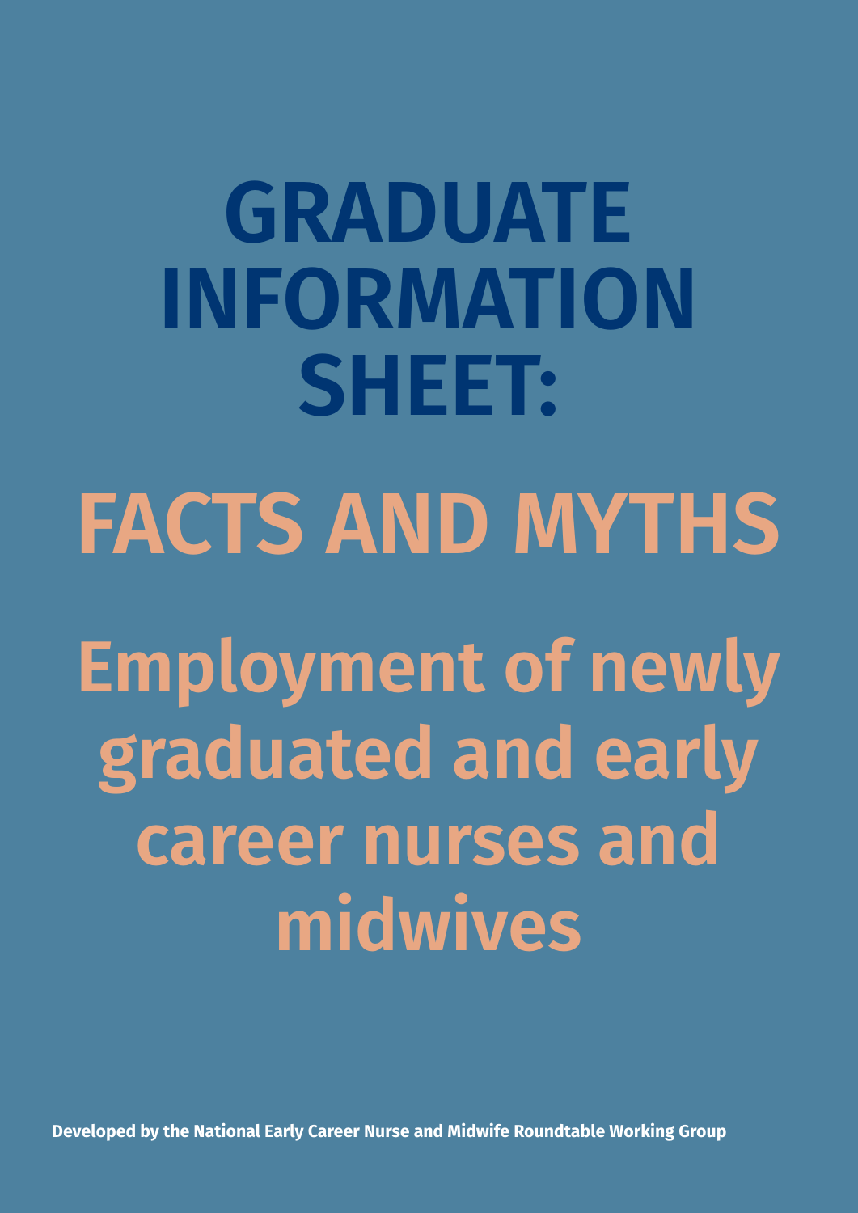# GRADUATE INFORMATION SHEET:

# FACTS AND MYTHS

## Employment of newly graduated and early career nurses and midwives

**Developed by the National Early Career Nurse and Midwife Roundtable Working Group**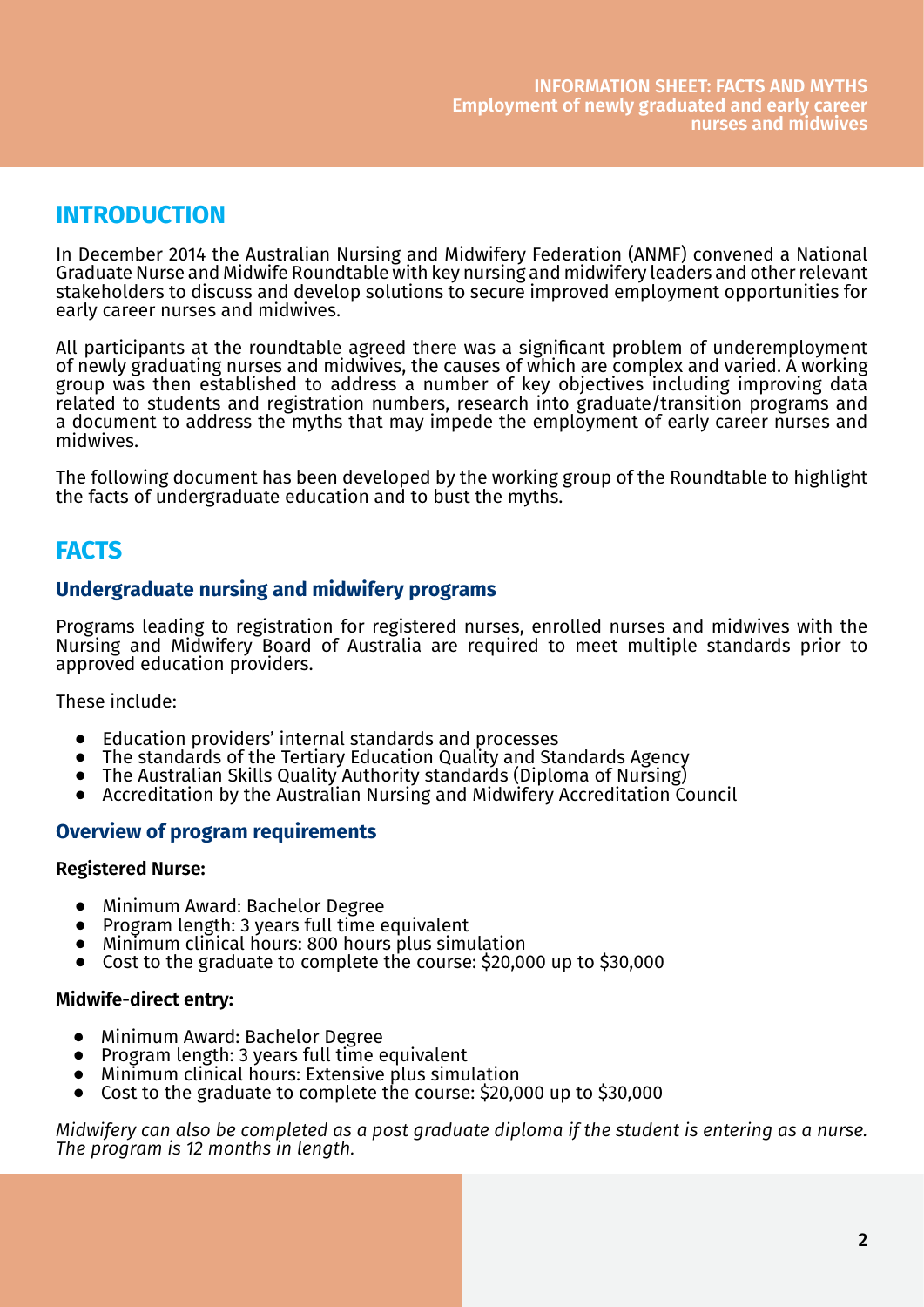## INTRODUCTION

In December 2014 the Australian Nursing and Midwifery Federation (ANMF) convened a National Graduate Nurse and Midwife Roundtable with key nursing and midwifery leaders and other relevant stakeholders to discuss and develop solutions to secure improved employment opportunities for early career nurses and midwives.

All participants at the roundtable agreed there was a significant problem of underemployment of newly graduating nurses and midwives, the causes of which are complex and varied. A working group was then established to address a number of key objectives including improving data related to students and registration numbers, research into graduate/transition programs and a document to address the myths that may impede the employment of early career nurses and midwives.

The following document has been developed by the working group of the Roundtable to highlight the facts of undergraduate education and to bust the myths.

## FACTS

### Undergraduate nursing and midwifery programs

Programs leading to registration for registered nurses, enrolled nurses and midwives with the Nursing and Midwifery Board of Australia are required to meet multiple standards prior to approved education providers.

These include:

- Education providers' internal standards and processes
- The standards of the Tertiary Education Quality and Standards Agency
- The Australian Skills Quality Authority standards (Diploma of Nursing)
- Accreditation by the Australian Nursing and Midwifery Accreditation Council

### Overview of program requirements

**Registered Nurse:**

- Minimum Award: Bachelor Degree
- Program length: 3 years full time equivalent
- Minimum clinical hours: 800 hours plus simulation
- Cost to the graduate to complete the course: $20,000 up to $30,000

**Midwife-direct entry:**

- Minimum Award: Bachelor Degree
- Program length: 3 years full time equivalent
- Minimum clinical hours: Extensive plus simulation
- Cost to the graduate to complete the course: $20,000 up to $30,000

*Midwifery can also be completed as a post graduate diploma if the student is entering as a nurse. The program is 12 months in length.*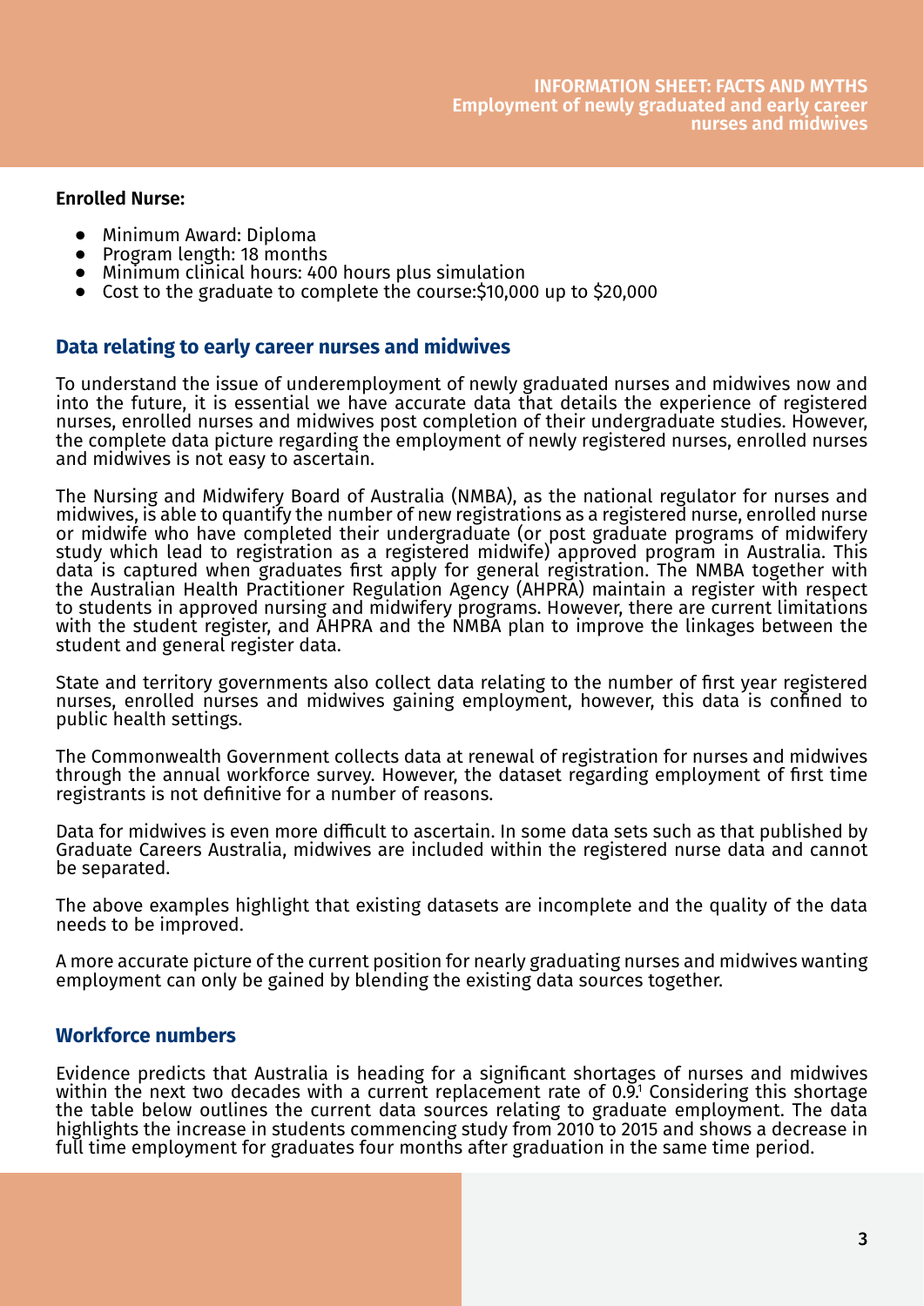**Enrolled Nurse:**

- Minimum Award: Diploma
- Program length: 18 months
- Minimum clinical hours: 400 hours plus simulation
- Cost to the graduate to complete the course:$10,000 up to $20,000

## Data relating to early career nurses and midwives

To understand the issue of underemployment of newly graduated nurses and midwives now and into the future, it is essential we have accurate data that details the experience of registered nurses, enrolled nurses and midwives post completion of their undergraduate studies. However, the complete data picture regarding the employment of newly registered nurses, enrolled nurses and midwives is not easy to ascertain.

The Nursing and Midwifery Board of Australia (NMBA), as the national regulator for nurses and midwives, is able to quantify the number of new registrations as a registered nurse, enrolled nurse or midwife who have completed their undergraduate (or post graduate programs of midwifery study which lead to registration as a registered midwife) approved program in Australia. This data is captured when graduates first apply for general registration. The NMBA together with the Australian Health Practitioner Regulation Agency (AHPRA) maintain a register with respect to students in approved nursing and midwifery programs. However, there are current limitations with the student register, and AHPRA and the NMBA plan to improve the linkages between the student and general register data.

State and territory governments also collect data relating to the number of first year registered nurses, enrolled nurses and midwives gaining employment, however, this data is confined to public health settings.

The Commonwealth Government collects data at renewal of registration for nurses and midwives through the annual workforce survey. However, the dataset regarding employment of first time registrants is not definitive for a number of reasons.

Data for midwives is even more difficult to ascertain. In some data sets such as that published by Graduate Careers Australia, midwives are included within the registered nurse data and cannot be separated.

The above examples highlight that existing datasets are incomplete and the quality of the data needs to be improved.

A more accurate picture of the current position for nearly graduating nurses and midwives wanting employment can only be gained by blending the existing data sources together.

## Workforce numbers

Evidence predicts that Australia is heading for a significant shortages of nurses and midwives within the next two decades with a current replacement rate of 0.9.[1] Considering this shortage the table below outlines the current data sources relating to graduate employment. The data highlights the increase in students commencing study from 2010 to 2015 and shows a decrease in full time employment for graduates four months after graduation in the same time period.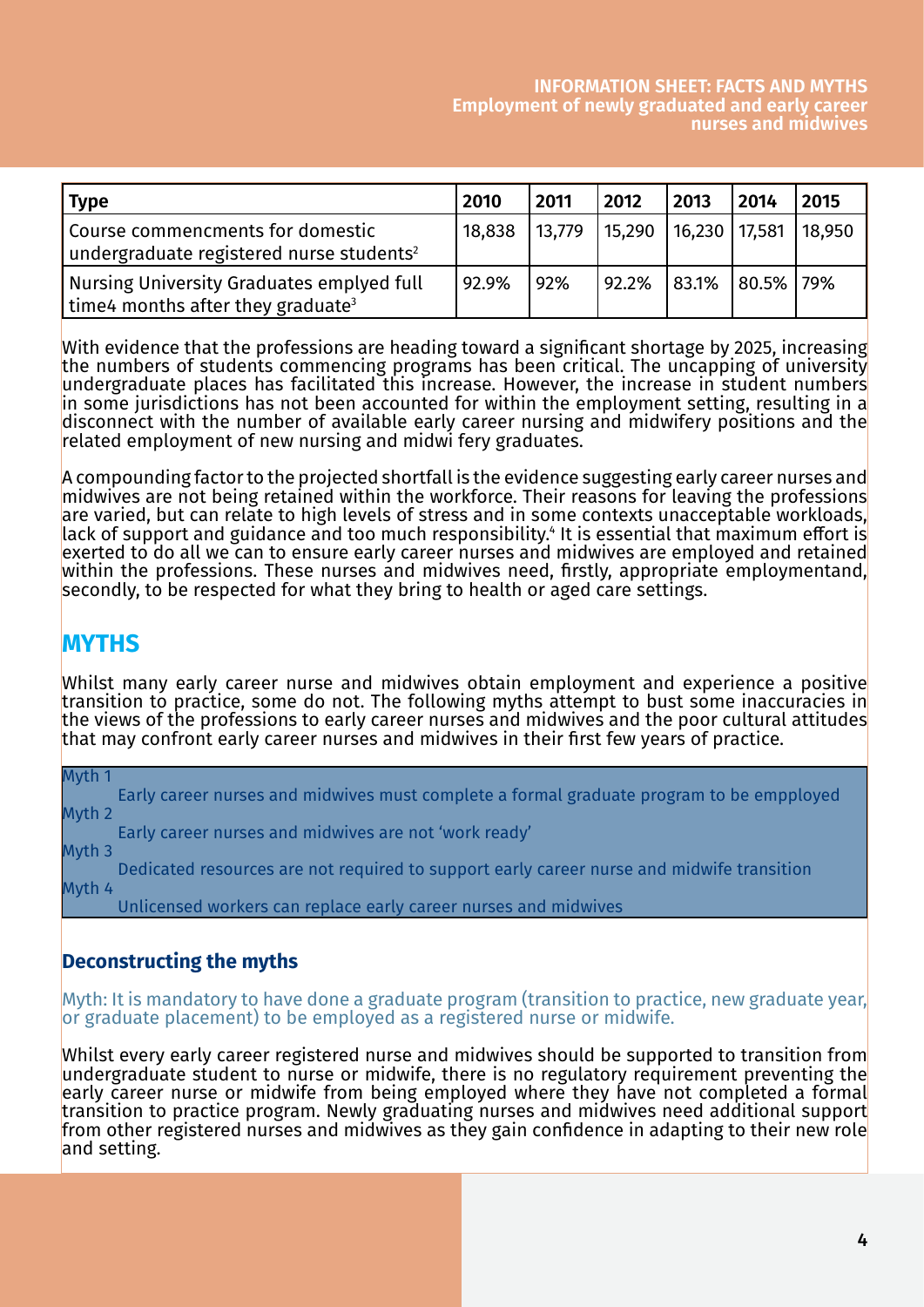| Type | 2010 | 2011 | 2012 | 2013 | 2014 | 2015 |
|---|---|---|---|---|---|---|
| Course commencments for domestic undergraduate registered nurse students[2] | 18,838 | 13,779 | 15,290 | 16,230 | 17,581 | 18,950 |
| Nursing University Graduates emplyed full time4 months after they graduate[3] | 92.9% | 92% | 92.2% | 83.1% | 80.5% | 79% |

With evidence that the professions are heading toward a significant shortage by 2025, increasing the numbers of students commencing programs has been critical. The uncapping of university undergraduate places has facilitated this increase. However, the increase in student numbers in some jurisdictions has not been accounted for within the employment setting, resulting in a disconnect with the number of available early career nursing and midwifery positions and the related employment of new nursing and midwi fery graduates.

A compounding factor to the projected shortfall is the evidence suggesting early career nurses and midwives are not being retained within the workforce. Their reasons for leaving the professions are varied, but can relate to high levels of stress and in some contexts unacceptable workloads, lack of support and guidance and too much responsibility.[4] It is essential that maximum effort is exerted to do all we can to ensure early career nurses and midwives are employed and retained within the professions. These nurses and midwives need, firstly, appropriate employmentand, secondly, to be respected for what they bring to health or aged care settings.

## MYTHS

Whilst many early career nurse and midwives obtain employment and experience a positive transition to practice, some do not. The following myths attempt to bust some inaccuracies in the views of the professions to early career nurses and midwives and the poor cultural attitudes that may confront early career nurses and midwives in their first few years of practice.

Myth 1
Early career nurses and midwives must complete a formal graduate program to be empployed

Myth 2
Early career nurses and midwives are not 'work ready'

Myth 3
Dedicated resources are not required to support early career nurse and midwife transition

Myth 4
Unlicensed workers can replace early career nurses and midwives

### Deconstructing the myths

Myth: It is mandatory to have done a graduate program (transition to practice, new graduate year, or graduate placement) to be employed as a registered nurse or midwife.

Whilst every early career registered nurse and midwives should be supported to transition from undergraduate student to nurse or midwife, there is no regulatory requirement preventing the early career nurse or midwife from being employed where they have not completed a formal transition to practice program. Newly graduating nurses and midwives need additional support from other registered nurses and midwives as they gain confidence in adapting to their new role and setting.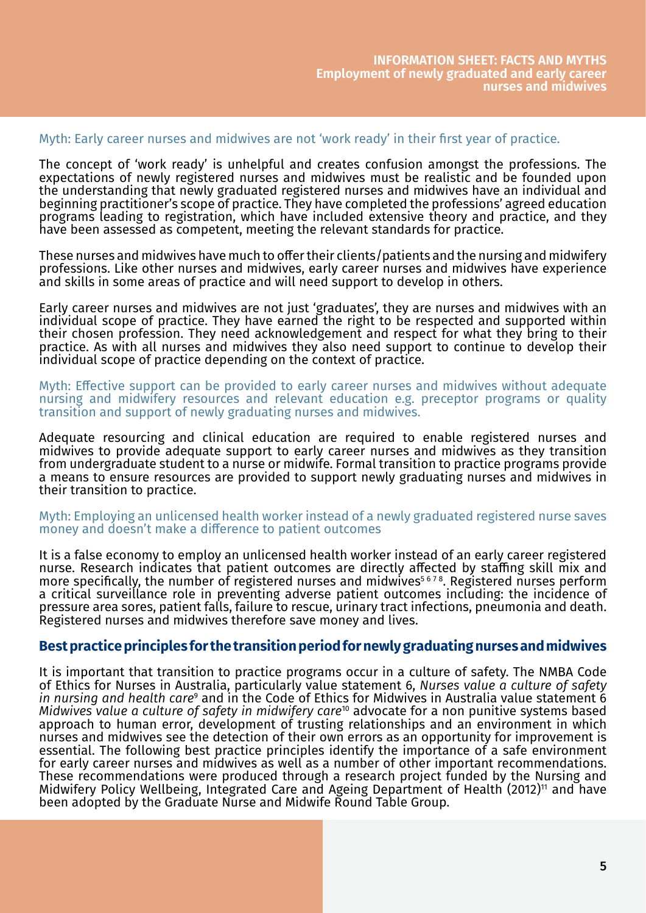### Myth: Early career nurses and midwives are not 'work ready' in their first year of practice.

The concept of 'work ready' is unhelpful and creates confusion amongst the professions. The expectations of newly registered nurses and midwives must be realistic and be founded upon the understanding that newly graduated registered nurses and midwives have an individual and beginning practitioner's scope of practice. They have completed the professions' agreed education programs leading to registration, which have included extensive theory and practice, and they have been assessed as competent, meeting the relevant standards for practice.

These nurses and midwives have much to offer their clients/patients and the nursing and midwifery professions. Like other nurses and midwives, early career nurses and midwives have experience and skills in some areas of practice and will need support to develop in others.

Early career nurses and midwives are not just 'graduates', they are nurses and midwives with an individual scope of practice. They have earned the right to be respected and supported within their chosen profession. They need acknowledgement and respect for what they bring to their practice. As with all nurses and midwives they also need support to continue to develop their individual scope of practice depending on the context of practice.

### Myth: Effective support can be provided to early career nurses and midwives without adequate nursing and midwifery resources and relevant education e.g. preceptor programs or quality transition and support of newly graduating nurses and midwives.

Adequate resourcing and clinical education are required to enable registered nurses and midwives to provide adequate support to early career nurses and midwives as they transition from undergraduate student to a nurse or midwife. Formal transition to practice programs provide a means to ensure resources are provided to support newly graduating nurses and midwives in their transition to practice.

### Myth: Employing an unlicensed health worker instead of a newly graduated registered nurse saves money and doesn't make a difference to patient outcomes

It is a false economy to employ an unlicensed health worker instead of an early career registered nurse. Research indicates that patient outcomes are directly affected by staffing skill mix and more specifically, the number of registered nurses and midwives[5 6 7 8]. Registered nurses perform a critical surveillance role in preventing adverse patient outcomes including: the incidence of pressure area sores, patient falls, failure to rescue, urinary tract infections, pneumonia and death. Registered nurses and midwives therefore save money and lives.

## Best practice principles for the transition period for newly graduating nurses and midwives

It is important that transition to practice programs occur in a culture of safety. The NMBA Code of Ethics for Nurses in Australia, particularly value statement 6, *Nurses value a culture of safety in nursing and health care*[9] and in the Code of Ethics for Midwives in Australia value statement 6 *Midwives value a culture of safety in midwifery care*[10] advocate for a non punitive systems based approach to human error, development of trusting relationships and an environment in which nurses and midwives see the detection of their own errors as an opportunity for improvement is essential. The following best practice principles identify the importance of a safe environment for early career nurses and midwives as well as a number of other important recommendations. These recommendations were produced through a research project funded by the Nursing and Midwifery Policy Wellbeing, Integrated Care and Ageing Department of Health (2012)[11] and have been adopted by the Graduate Nurse and Midwife Round Table Group.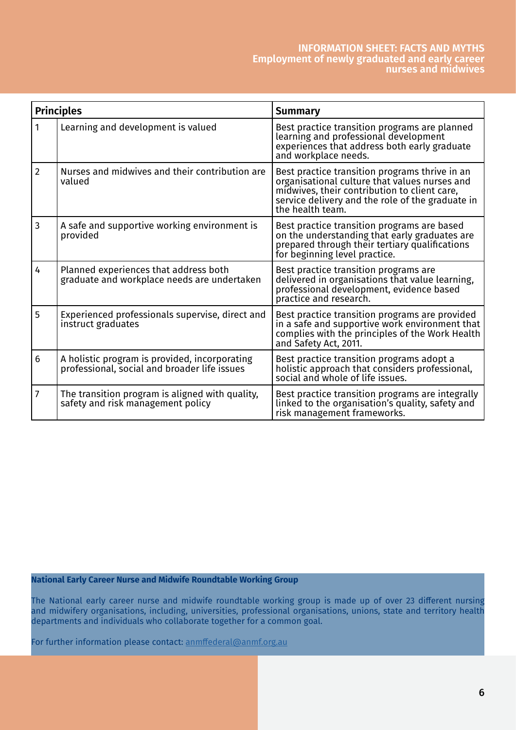| Principles | | Summary |
|---|---|---|
| 1 | Learning and development is valued | Best practice transition programs are planned learning and professional development experiences that address both early graduate and workplace needs. |
| 2 | Nurses and midwives and their contribution are valued | Best practice transition programs thrive in an organisational culture that values nurses and midwives, their contribution to client care, service delivery and the role of the graduate in the health team. |
| 3 | A safe and supportive working environment is provided | Best practice transition programs are based on the understanding that early graduates are prepared through their tertiary qualifications for beginning level practice. |
| 4 | Planned experiences that address both graduate and workplace needs are undertaken | Best practice transition programs are delivered in organisations that value learning, professional development, evidence based practice and research. |
| 5 | Experienced professionals supervise, direct and instruct graduates | Best practice transition programs are provided in a safe and supportive work environment that complies with the principles of the Work Health and Safety Act, 2011. |
| 6 | A holistic program is provided, incorporating professional, social and broader life issues | Best practice transition programs adopt a holistic approach that considers professional, social and whole of life issues. |
| 7 | The transition program is aligned with quality, safety and risk management policy | Best practice transition programs are integrally linked to the organisation's quality, safety and risk management frameworks. |

**National Early Career Nurse and Midwife Roundtable Working Group**

The National early career nurse and midwife roundtable working group is made up of over 23 different nursing and midwifery organisations, including, universities, professional organisations, unions, state and territory health departments and individuals who collaborate together for a common goal.

For further information please contact: anmffederal@anmf.org.au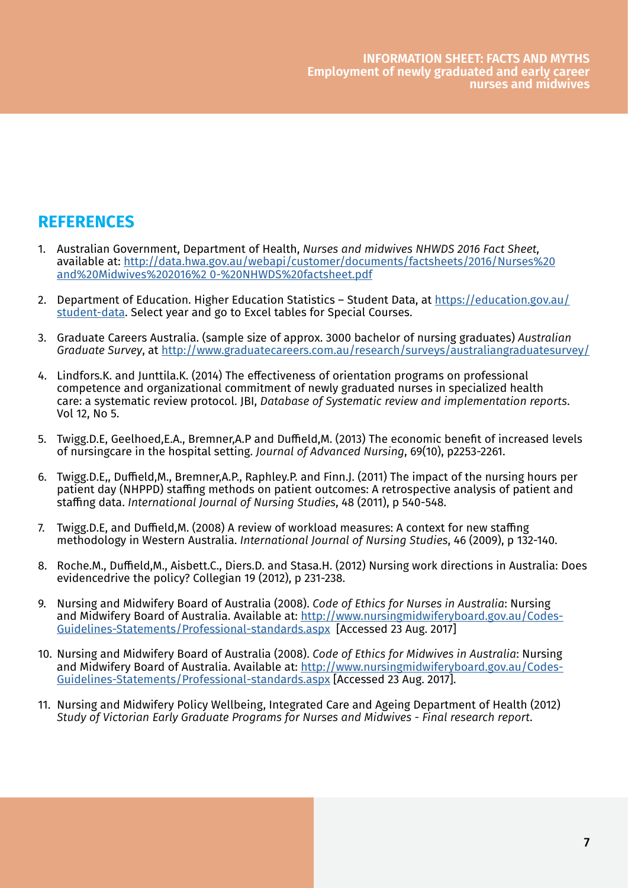## REFERENCES

1. Australian Government, Department of Health, *Nurses and midwives NHWDS 2016 Fact Sheet*, available at: http://data.hwa.gov.au/webapi/customer/documents/factsheets/2016/Nurses%20and%20Midwives%202016%2 0-%20NHWDS%20factsheet.pdf

2. Department of Education. Higher Education Statistics – Student Data, at https://education.gov.au/student-data. Select year and go to Excel tables for Special Courses.

3. Graduate Careers Australia. (sample size of approx. 3000 bachelor of nursing graduates) *Australian Graduate Survey*, at http://www.graduatecareers.com.au/research/surveys/australiangraduatesurvey/

4. Lindfors.K. and Junttila.K. (2014) The effectiveness of orientation programs on professional competence and organizational commitment of newly graduated nurses in specialized health care: a systematic review protocol. JBI, *Database of Systematic review and implementation reports*. Vol 12, No 5.

5. Twigg.D.E, Geelhoed,E.A., Bremner,A.P and Duffield,M. (2013) The economic benefit of increased levels of nursingcare in the hospital setting. *Journal of Advanced Nursing*, 69(10), p2253-2261.

6. Twigg.D.E,, Duffield,M., Bremner,A.P., Raphley.P. and Finn.J. (2011) The impact of the nursing hours per patient day (NHPPD) staffing methods on patient outcomes: A retrospective analysis of patient and staffing data. *International Journal of Nursing Studies*, 48 (2011), p 540-548.

7. Twigg.D.E, and Duffield,M. (2008) A review of workload measures: A context for new staffing methodology in Western Australia. *International Journal of Nursing Studies*, 46 (2009), p 132-140.

8. Roche.M., Duffield,M., Aisbett.C., Diers.D. and Stasa.H. (2012) Nursing work directions in Australia: Does evidencedrive the policy? Collegian 19 (2012), p 231-238.

9. Nursing and Midwifery Board of Australia (2008). *Code of Ethics for Nurses in Australia*: Nursing and Midwifery Board of Australia. Available at: http://www.nursingmidwiferyboard.gov.au/Codes-Guidelines-Statements/Professional-standards.aspx [Accessed 23 Aug. 2017]

10. Nursing and Midwifery Board of Australia (2008). *Code of Ethics for Midwives in Australia*: Nursing and Midwifery Board of Australia. Available at: http://www.nursingmidwiferyboard.gov.au/Codes-Guidelines-Statements/Professional-standards.aspx [Accessed 23 Aug. 2017].

11. Nursing and Midwifery Policy Wellbeing, Integrated Care and Ageing Department of Health (2012) *Study of Victorian Early Graduate Programs for Nurses and Midwives - Final research report*.